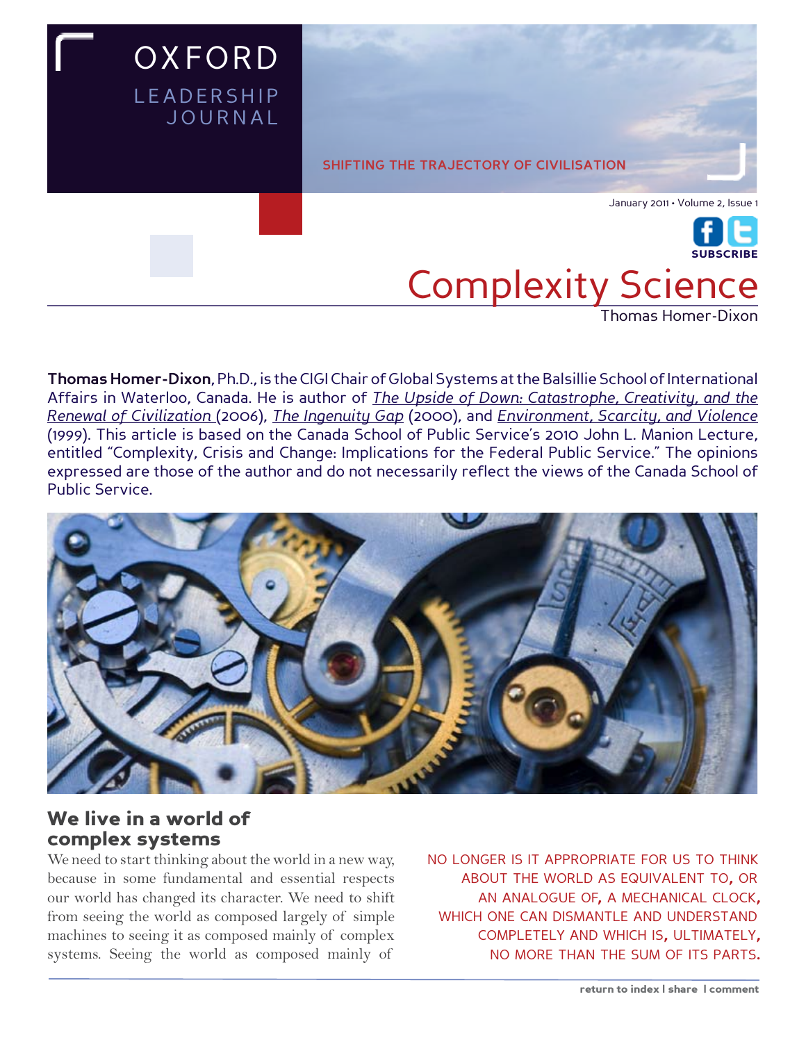# Complexity Science

Thomas Homer-Dixon

**Thomas Homer-Dixon**, Ph.D., is the CIGI Chair of Global Systems at the Balsillie School of International Affairs in Waterloo, Canada. He is author of *The Upside of Down: Catastrophe, Creativity, and the Renewal of Civilization* (2006), *The Ingenuity Gap* (2000), and *Environment, Scarcity, and Violence* (1999). This article is based on the Canada School of Public Service's 2010 John L. Manion Lecture, entitled "Complexity, Crisis and Change: Implications for the Federal Public Service." The opinions expressed are those of the author and do not necessarily reflect the views of the Canada School of Public Service.

## We live in a world of complex systems

We need to start thinking about the world in a new way, because in some fundamental and essential respects our world has changed its character. We need to shift from seeing the world as composed largely of simple machines to seeing it as composed mainly of complex systems. Seeing the world as composed mainly of

> NO LONGER IS IT APPROPRIATE FOR US TO THINK ABOUT THE WORLD AS EQUIVALENT TO, OR AN ANALOGUE OF, A MECHANICAL CLOCK, WHICH ONE CAN DISMANTLE AND UNDERSTAND COMPLETELY AND WHICH IS, ULTIMATELY, NO MORE THAN THE SUM OF ITS PARTS.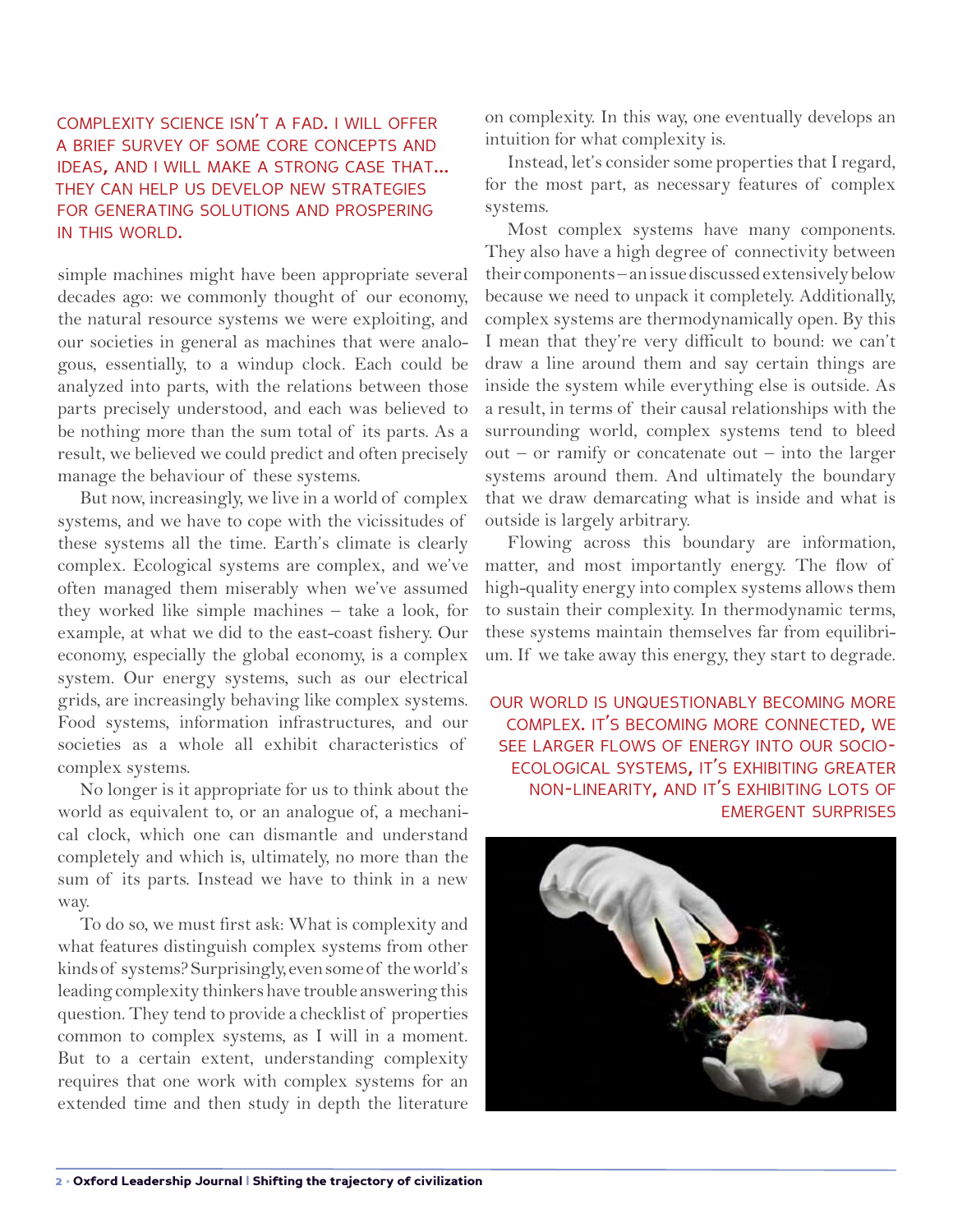COMPLEXITY SCIENCE ISN'T A FAD. I WILL OFFER A BRIEF SURVEY OF SOME CORE CONCEPTS AND IDEAS, AND I WILL MAKE A STRONG CASE THAT... THEY CAN HELP US DEVELOP NEW STRATEGIES FOR GENERATING SOLUTIONS AND PROSPERING IN THIS WORLD.

simple machines might have been appropriate several decades ago: we commonly thought of our economy, the natural resource systems we were exploiting, and our societies in general as machines that were analogous, essentially, to a windup clock. Each could be analyzed into parts, with the relations between those parts precisely understood, and each was believed to be nothing more than the sum total of its parts. As a result, we believed we could predict and often precisely manage the behaviour of these systems.

But now, increasingly, we live in a world of complex systems, and we have to cope with the vicissitudes of these systems all the time. Earth's climate is clearly complex. Ecological systems are complex, and we've often managed them miserably when we've assumed they worked like simple machines – take a look, for example, at what we did to the east-coast fishery. Our economy, especially the global economy, is a complex system. Our energy systems, such as our electrical grids, are increasingly behaving like complex systems. Food systems, information infrastructures, and our societies as a whole all exhibit characteristics of complex systems.

No longer is it appropriate for us to think about the world as equivalent to, or an analogue of, a mechanical clock, which one can dismantle and understand completely and which is, ultimately, no more than the sum of its parts. Instead we have to think in a new way.

To do so, we must first ask: What is complexity and what features distinguish complex systems from other kinds of systems? Surprisingly, even some of the world's leading complexity thinkers have trouble answering this question. They tend to provide a checklist of properties common to complex systems, as I will in a moment. But to a certain extent, understanding complexity requires that one work with complex systems for an extended time and then study in depth the literature on complexity. In this way, one eventually develops an intuition for what complexity is.

Instead, let's consider some properties that I regard, for the most part, as necessary features of complex systems.

Most complex systems have many components. They also have a high degree of connectivity between their components – an issue discussed extensively below because we need to unpack it completely. Additionally, complex systems are thermodynamically open. By this I mean that they're very difficult to bound: we can't draw a line around them and say certain things are inside the system while everything else is outside. As a result, in terms of their causal relationships with the surrounding world, complex systems tend to bleed out – or ramify or concatenate out – into the larger systems around them. And ultimately the boundary that we draw demarcating what is inside and what is outside is largely arbitrary.

Flowing across this boundary are information, matter, and most importantly energy. The flow of high-quality energy into complex systems allows them to sustain their complexity. In thermodynamic terms, these systems maintain themselves far from equilibrium. If we take away this energy, they start to degrade.

OUR WORLD IS UNQUESTIONABLY BECOMING MORE COMPLEX. IT'S BECOMING MORE CONNECTED, WE SEE LARGER FLOWS OF ENERGY INTO OUR SOCIO-ECOLOGICAL SYSTEMS, IT'S EXHIBITING GREATER NON-LINEARITY, AND IT'S EXHIBITING LOTS OF EMERGENT SURPRISES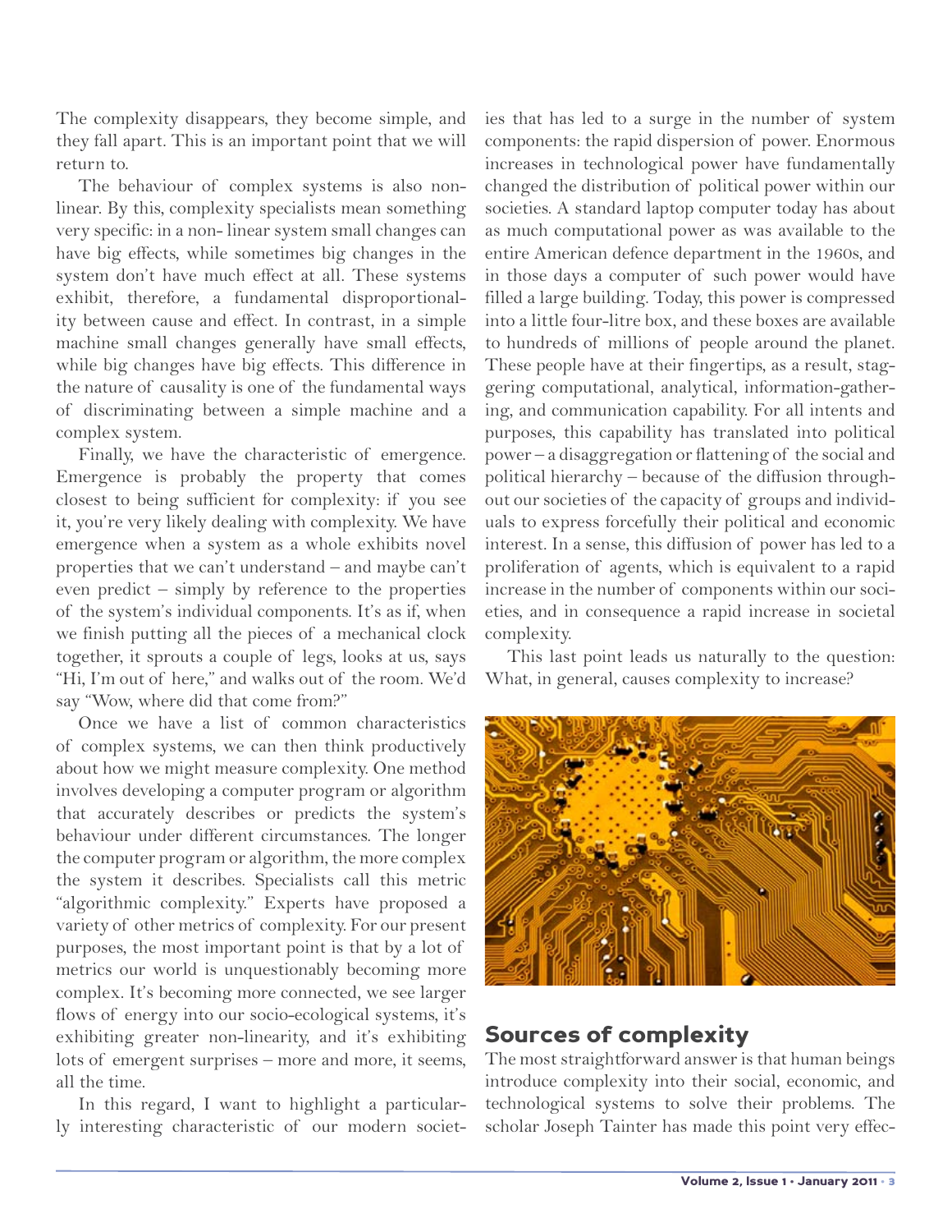The complexity disappears, they become simple, and they fall apart. This is an important point that we will return to.

The behaviour of complex systems is also non-linear. By this, complexity specialists mean something very specific: in a non- linear system small changes can have big effects, while sometimes big changes in the system don't have much effect at all. These systems exhibit, therefore, a fundamental disproportionality between cause and effect. In contrast, in a simple machine small changes generally have small effects, while big changes have big effects. This difference in the nature of causality is one of the fundamental ways of discriminating between a simple machine and a complex system.

Finally, we have the characteristic of emergence. Emergence is probably the property that comes closest to being sufficient for complexity: if you see it, you're very likely dealing with complexity. We have emergence when a system as a whole exhibits novel properties that we can't understand – and maybe can't even predict – simply by reference to the properties of the system's individual components. It's as if, when we finish putting all the pieces of a mechanical clock together, it sprouts a couple of legs, looks at us, says "Hi, I'm out of here," and walks out of the room. We'd say "Wow, where did that come from?"

Once we have a list of common characteristics of complex systems, we can then think productively about how we might measure complexity. One method involves developing a computer program or algorithm that accurately describes or predicts the system's behaviour under different circumstances. The longer the computer program or algorithm, the more complex the system it describes. Specialists call this metric "algorithmic complexity." Experts have proposed a variety of other metrics of complexity. For our present purposes, the most important point is that by a lot of metrics our world is unquestionably becoming more complex. It's becoming more connected, we see larger flows of energy into our socio-ecological systems, it's exhibiting greater non-linearity, and it's exhibiting lots of emergent surprises – more and more, it seems, all the time.

In this regard, I want to highlight a particularly interesting characteristic of our modern societies that has led to a surge in the number of system components: the rapid dispersion of power. Enormous increases in technological power have fundamentally changed the distribution of political power within our societies. A standard laptop computer today has about as much computational power as was available to the entire American defence department in the 1960s, and in those days a computer of such power would have filled a large building. Today, this power is compressed into a little four-litre box, and these boxes are available to hundreds of millions of people around the planet. These people have at their fingertips, as a result, staggering computational, analytical, information-gathering, and communication capability. For all intents and purposes, this capability has translated into political power – a disaggregation or flattening of the social and political hierarchy – because of the diffusion throughout our societies of the capacity of groups and individuals to express forcefully their political and economic interest. In a sense, this diffusion of power has led to a proliferation of agents, which is equivalent to a rapid increase in the number of components within our societies, and in consequence a rapid increase in societal complexity.

This last point leads us naturally to the question: What, in general, causes complexity to increase?

## Sources of complexity

The most straightforward answer is that human beings introduce complexity into their social, economic, and technological systems to solve their problems. The scholar Joseph Tainter has made this point very effec-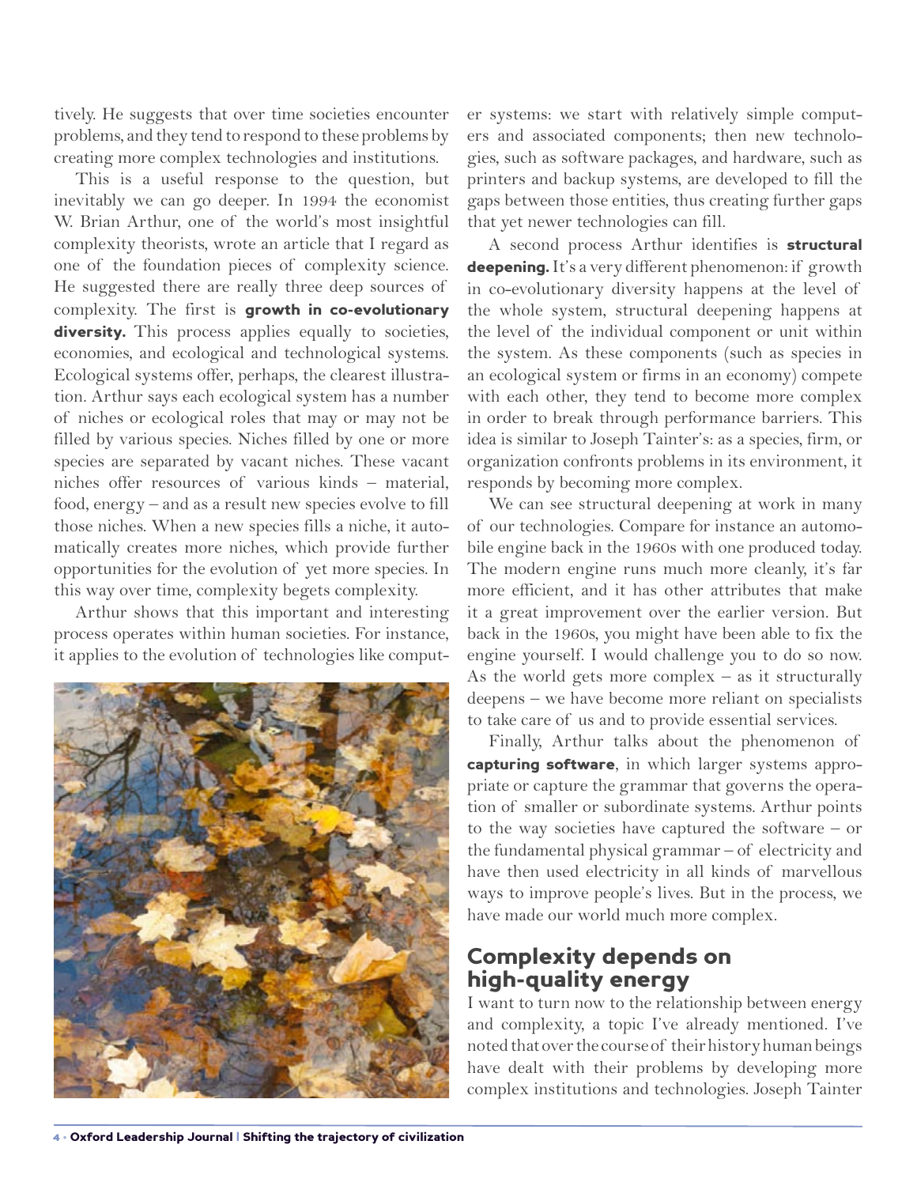tively. He suggests that over time societies encounter problems, and they tend to respond to these problems by creating more complex technologies and institutions.

This is a useful response to the question, but inevitably we can go deeper. In 1994 the economist W. Brian Arthur, one of the world's most insightful complexity theorists, wrote an article that I regard as one of the foundation pieces of complexity science. He suggested there are really three deep sources of complexity. The first is **growth in co-evolutionary diversity.** This process applies equally to societies, economies, and ecological and technological systems. Ecological systems offer, perhaps, the clearest illustration. Arthur says each ecological system has a number of niches or ecological roles that may or may not be filled by various species. Niches filled by one or more species are separated by vacant niches. These vacant niches offer resources of various kinds – material, food, energy – and as a result new species evolve to fill those niches. When a new species fills a niche, it automatically creates more niches, which provide further opportunities for the evolution of yet more species. In this way over time, complexity begets complexity.

Arthur shows that this important and interesting process operates within human societies. For instance, it applies to the evolution of technologies like computer systems: we start with relatively simple computers and associated components; then new technologies, such as software packages, and hardware, such as printers and backup systems, are developed to fill the gaps between those entities, thus creating further gaps that yet newer technologies can fill.

A second process Arthur identifies is **structural deepening.** It's a very different phenomenon: if growth in co-evolutionary diversity happens at the level of the whole system, structural deepening happens at the level of the individual component or unit within the system. As these components (such as species in an ecological system or firms in an economy) compete with each other, they tend to become more complex in order to break through performance barriers. This idea is similar to Joseph Tainter's: as a species, firm, or organization confronts problems in its environment, it responds by becoming more complex.

We can see structural deepening at work in many of our technologies. Compare for instance an automobile engine back in the 1960s with one produced today. The modern engine runs much more cleanly, it's far more efficient, and it has other attributes that make it a great improvement over the earlier version. But back in the 1960s, you might have been able to fix the engine yourself. I would challenge you to do so now. As the world gets more complex – as it structurally deepens – we have become more reliant on specialists to take care of us and to provide essential services.

Finally, Arthur talks about the phenomenon of **capturing software**, in which larger systems appropriate or capture the grammar that governs the operation of smaller or subordinate systems. Arthur points to the way societies have captured the software – or the fundamental physical grammar – of electricity and have then used electricity in all kinds of marvellous ways to improve people's lives. But in the process, we have made our world much more complex.

## Complexity depends on high-quality energy

I want to turn now to the relationship between energy and complexity, a topic I've already mentioned. I've noted that over the course of their history human beings have dealt with their problems by developing more complex institutions and technologies. Joseph Tainter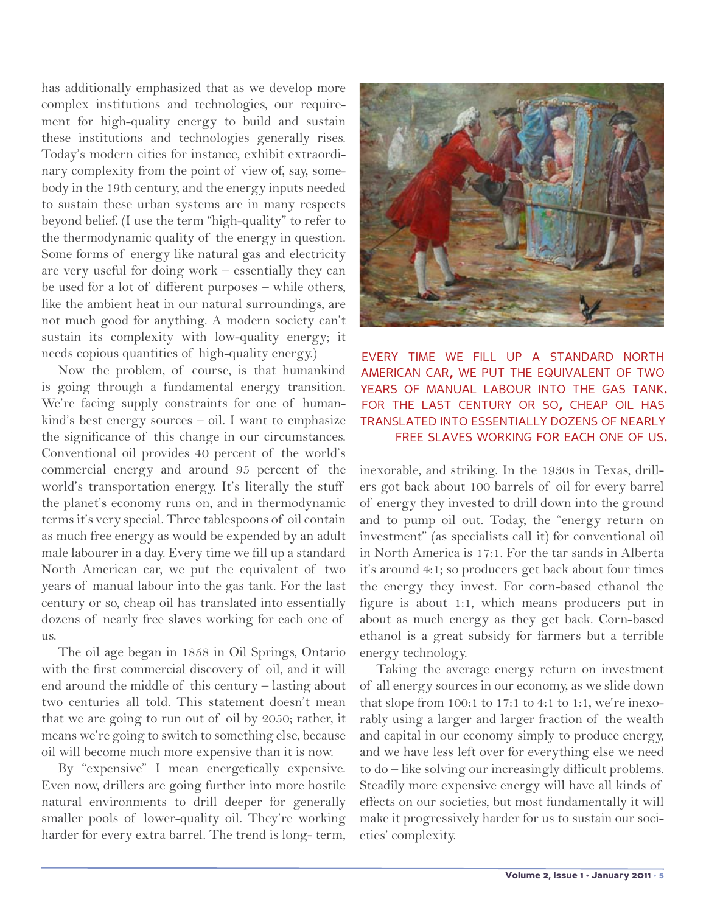has additionally emphasized that as we develop more complex institutions and technologies, our requirement for high-quality energy to build and sustain these institutions and technologies generally rises. Today's modern cities for instance, exhibit extraordinary complexity from the point of view of, say, somebody in the 19th century, and the energy inputs needed to sustain these urban systems are in many respects beyond belief. (I use the term "high-quality" to refer to the thermodynamic quality of the energy in question. Some forms of energy like natural gas and electricity are very useful for doing work – essentially they can be used for a lot of different purposes – while others, like the ambient heat in our natural surroundings, are not much good for anything. A modern society can't sustain its complexity with low-quality energy; it needs copious quantities of high-quality energy.)

Now the problem, of course, is that humankind is going through a fundamental energy transition. We're facing supply constraints for one of humankind's best energy sources – oil. I want to emphasize the significance of this change in our circumstances. Conventional oil provides 40 percent of the world's commercial energy and around 95 percent of the world's transportation energy. It's literally the stuff the planet's economy runs on, and in thermodynamic terms it's very special. Three tablespoons of oil contain as much free energy as would be expended by an adult male labourer in a day. Every time we fill up a standard North American car, we put the equivalent of two years of manual labour into the gas tank. For the last century or so, cheap oil has translated into essentially dozens of nearly free slaves working for each one of us.

The oil age began in 1858 in Oil Springs, Ontario with the first commercial discovery of oil, and it will end around the middle of this century – lasting about two centuries all told. This statement doesn't mean that we are going to run out of oil by 2050; rather, it means we're going to switch to something else, because oil will become much more expensive than it is now.

By "expensive" I mean energetically expensive. Even now, drillers are going further into more hostile natural environments to drill deeper for generally smaller pools of lower-quality oil. They're working harder for every extra barrel. The trend is long-term, inexorable, and striking. In the 1930s in Texas, drillers got back about 100 barrels of oil for every barrel of energy they invested to drill down into the ground and to pump oil out. Today, the "energy return on investment" (as specialists call it) for conventional oil in North America is 17:1. For the tar sands in Alberta it's around 4:1; so producers get back about four times the energy they invest. For corn-based ethanol the figure is about 1:1, which means producers put in about as much energy as they get back. Corn-based ethanol is a great subsidy for farmers but a terrible energy technology.

EVERY TIME WE FILL UP A STANDARD NORTH AMERICAN CAR, WE PUT THE EQUIVALENT OF TWO YEARS OF MANUAL LABOUR INTO THE GAS TANK. FOR THE LAST CENTURY OR SO, CHEAP OIL HAS TRANSLATED INTO ESSENTIALLY DOZENS OF NEARLY FREE SLAVES WORKING FOR EACH ONE OF US.

Taking the average energy return on investment of all energy sources in our economy, as we slide down that slope from 100:1 to 17:1 to 4:1 to 1:1, we're inexorably using a larger and larger fraction of the wealth and capital in our economy simply to produce energy, and we have less left over for everything else we need to do – like solving our increasingly difficult problems. Steadily more expensive energy will have all kinds of effects on our societies, but most fundamentally it will make it progressively harder for us to sustain our societies' complexity.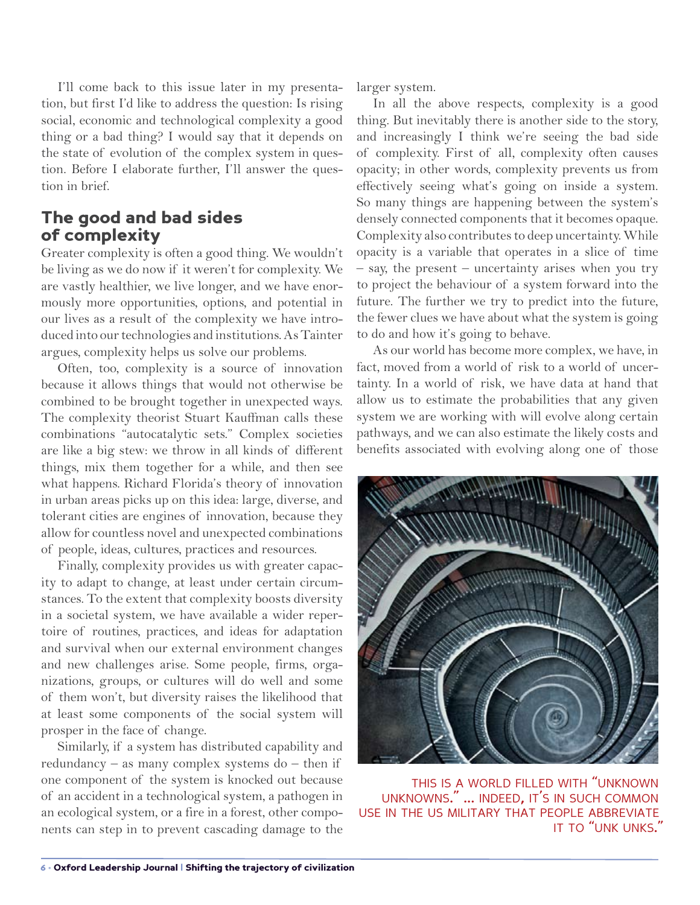I'll come back to this issue later in my presentation, but first I'd like to address the question: Is rising social, economic and technological complexity a good thing or a bad thing? I would say that it depends on the state of evolution of the complex system in question. Before I elaborate further, I'll answer the question in brief.

## The good and bad sides of complexity

Greater complexity is often a good thing. We wouldn't be living as we do now if it weren't for complexity. We are vastly healthier, we live longer, and we have enormously more opportunities, options, and potential in our lives as a result of the complexity we have introduced into our technologies and institutions. As Tainter argues, complexity helps us solve our problems.

Often, too, complexity is a source of innovation because it allows things that would not otherwise be combined to be brought together in unexpected ways. The complexity theorist Stuart Kauffman calls these combinations "autocatalytic sets." Complex societies are like a big stew: we throw in all kinds of different things, mix them together for a while, and then see what happens. Richard Florida's theory of innovation in urban areas picks up on this idea: large, diverse, and tolerant cities are engines of innovation, because they allow for countless novel and unexpected combinations of people, ideas, cultures, practices and resources.

Finally, complexity provides us with greater capacity to adapt to change, at least under certain circumstances. To the extent that complexity boosts diversity in a societal system, we have available a wider repertoire of routines, practices, and ideas for adaptation and survival when our external environment changes and new challenges arise. Some people, firms, organizations, groups, or cultures will do well and some of them won't, but diversity raises the likelihood that at least some components of the social system will prosper in the face of change.

Similarly, if a system has distributed capability and redundancy – as many complex systems do – then if one component of the system is knocked out because of an accident in a technological system, a pathogen in an ecological system, or a fire in a forest, other components can step in to prevent cascading damage to the larger system.

In all the above respects, complexity is a good thing. But inevitably there is another side to the story, and increasingly I think we're seeing the bad side of complexity. First of all, complexity often causes opacity; in other words, complexity prevents us from effectively seeing what's going on inside a system. So many things are happening between the system's densely connected components that it becomes opaque. Complexity also contributes to deep uncertainty. While opacity is a variable that operates in a slice of time – say, the present – uncertainty arises when you try to project the behaviour of a system forward into the future. The further we try to predict into the future, the fewer clues we have about what the system is going to do and how it's going to behave.

As our world has become more complex, we have, in fact, moved from a world of risk to a world of uncertainty. In a world of risk, we have data at hand that allow us to estimate the probabilities that any given system we are working with will evolve along certain pathways, and we can also estimate the likely costs and benefits associated with evolving along one of those

THIS IS A WORLD FILLED WITH "UNKNOWN UNKNOWNS." ... INDEED, IT'S IN SUCH COMMON USE IN THE US MILITARY THAT PEOPLE ABBREVIATE IT TO "UNK UNKS."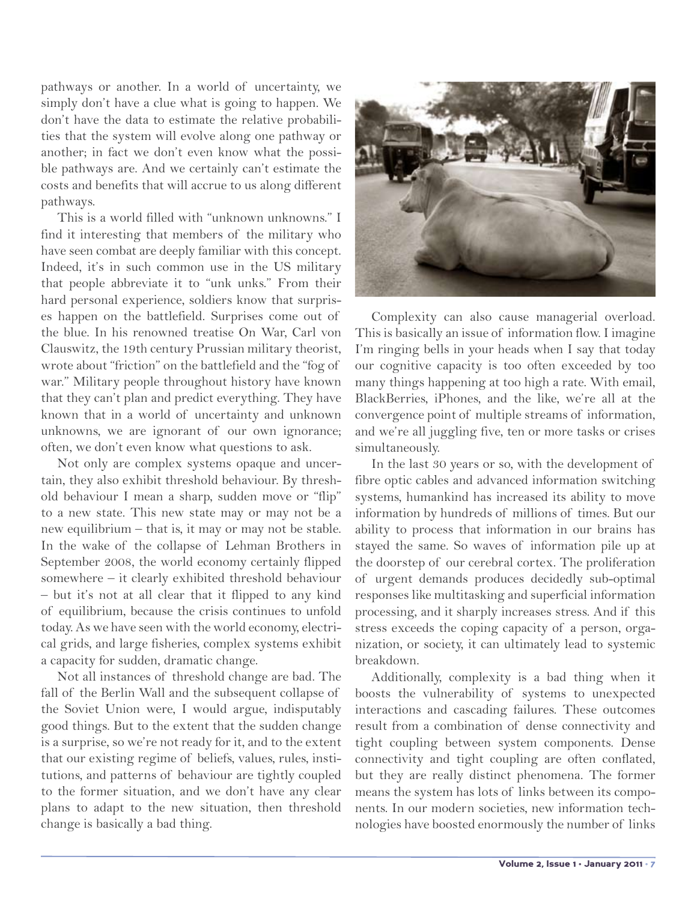pathways or another. In a world of uncertainty, we simply don't have a clue what is going to happen. We don't have the data to estimate the relative probabilities that the system will evolve along one pathway or another; in fact we don't even know what the possible pathways are. And we certainly can't estimate the costs and benefits that will accrue to us along different pathways.

This is a world filled with "unknown unknowns." I find it interesting that members of the military who have seen combat are deeply familiar with this concept. Indeed, it's in such common use in the US military that people abbreviate it to "unk unks." From their hard personal experience, soldiers know that surprises happen on the battlefield. Surprises come out of the blue. In his renowned treatise On War, Carl von Clauswitz, the 19th century Prussian military theorist, wrote about "friction" on the battlefield and the "fog of war." Military people throughout history have known that they can't plan and predict everything. They have known that in a world of uncertainty and unknown unknowns, we are ignorant of our own ignorance; often, we don't even know what questions to ask.

Not only are complex systems opaque and uncertain, they also exhibit threshold behaviour. By threshold behaviour I mean a sharp, sudden move or "flip" to a new state. This new state may or may not be a new equilibrium – that is, it may or may not be stable. In the wake of the collapse of Lehman Brothers in September 2008, the world economy certainly flipped somewhere – it clearly exhibited threshold behaviour – but it's not at all clear that it flipped to any kind of equilibrium, because the crisis continues to unfold today. As we have seen with the world economy, electrical grids, and large fisheries, complex systems exhibit a capacity for sudden, dramatic change.

Not all instances of threshold change are bad. The fall of the Berlin Wall and the subsequent collapse of the Soviet Union were, I would argue, indisputably good things. But to the extent that the sudden change is a surprise, so we're not ready for it, and to the extent that our existing regime of beliefs, values, rules, institutions, and patterns of behaviour are tightly coupled to the former situation, and we don't have any clear plans to adapt to the new situation, then threshold change is basically a bad thing.

Complexity can also cause managerial overload. This is basically an issue of information flow. I imagine I'm ringing bells in your heads when I say that today our cognitive capacity is too often exceeded by too many things happening at too high a rate. With email, BlackBerries, iPhones, and the like, we're all at the convergence point of multiple streams of information, and we're all juggling five, ten or more tasks or crises simultaneously.

In the last 30 years or so, with the development of fibre optic cables and advanced information switching systems, humankind has increased its ability to move information by hundreds of millions of times. But our ability to process that information in our brains has stayed the same. So waves of information pile up at the doorstep of our cerebral cortex. The proliferation of urgent demands produces decidedly sub-optimal responses like multitasking and superficial information processing, and it sharply increases stress. And if this stress exceeds the coping capacity of a person, organization, or society, it can ultimately lead to systemic breakdown.

Additionally, complexity is a bad thing when it boosts the vulnerability of systems to unexpected interactions and cascading failures. These outcomes result from a combination of dense connectivity and tight coupling between system components. Dense connectivity and tight coupling are often conflated, but they are really distinct phenomena. The former means the system has lots of links between its components. In our modern societies, new information technologies have boosted enormously the number of links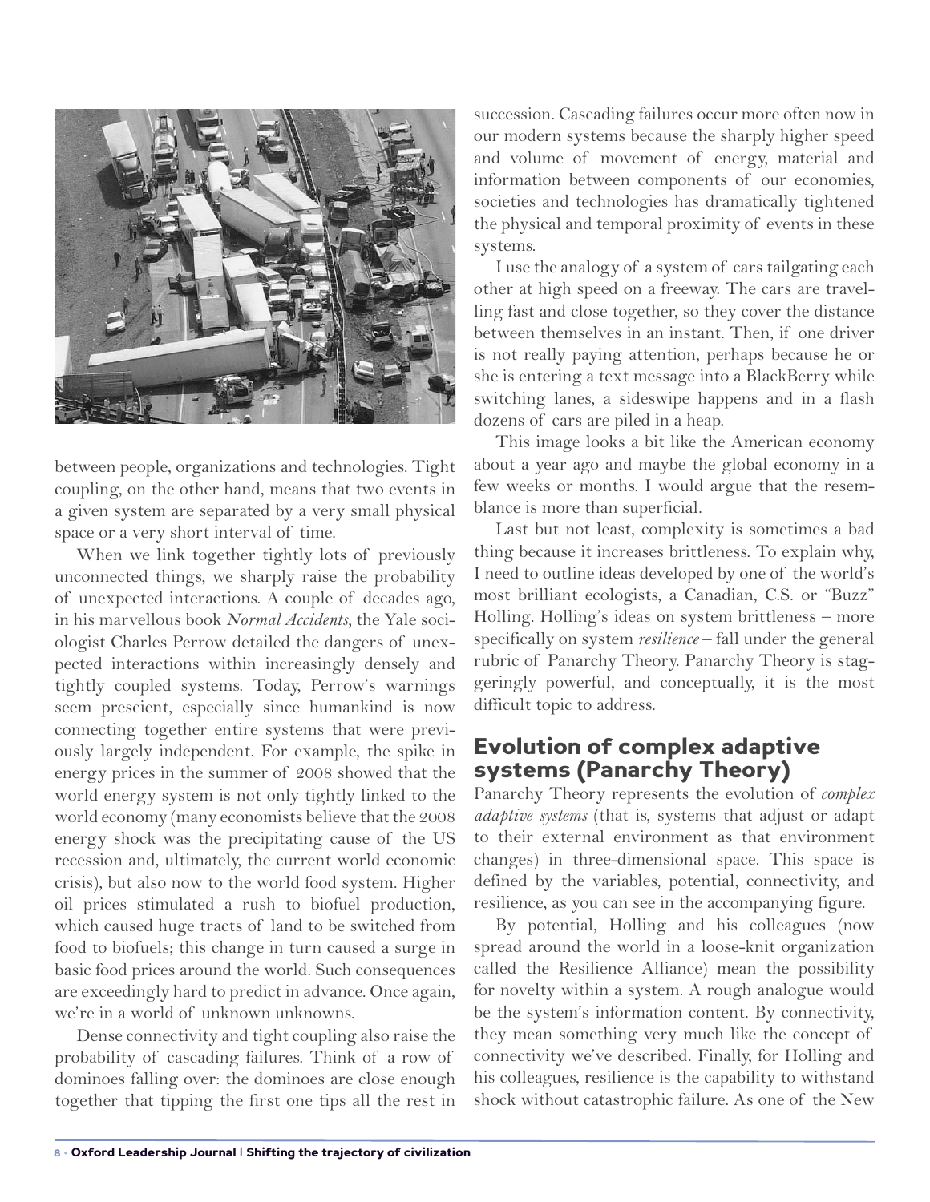between people, organizations and technologies. Tight coupling, on the other hand, means that two events in a given system are separated by a very small physical space or a very short interval of time.

When we link together tightly lots of previously unconnected things, we sharply raise the probability of unexpected interactions. A couple of decades ago, in his marvellous book *Normal Accidents*, the Yale sociologist Charles Perrow detailed the dangers of unexpected interactions within increasingly densely and tightly coupled systems. Today, Perrow's warnings seem prescient, especially since humankind is now connecting together entire systems that were previously largely independent. For example, the spike in energy prices in the summer of 2008 showed that the world energy system is not only tightly linked to the world economy (many economists believe that the 2008 energy shock was the precipitating cause of the US recession and, ultimately, the current world economic crisis), but also now to the world food system. Higher oil prices stimulated a rush to biofuel production, which caused huge tracts of land to be switched from food to biofuels; this change in turn caused a surge in basic food prices around the world. Such consequences are exceedingly hard to predict in advance. Once again, we're in a world of unknown unknowns.

Dense connectivity and tight coupling also raise the probability of cascading failures. Think of a row of dominoes falling over: the dominoes are close enough together that tipping the first one tips all the rest in succession. Cascading failures occur more often now in our modern systems because the sharply higher speed and volume of movement of energy, material and information between components of our economies, societies and technologies has dramatically tightened the physical and temporal proximity of events in these systems.

I use the analogy of a system of cars tailgating each other at high speed on a freeway. The cars are travelling fast and close together, so they cover the distance between themselves in an instant. Then, if one driver is not really paying attention, perhaps because he or she is entering a text message into a BlackBerry while switching lanes, a sideswipe happens and in a flash dozens of cars are piled in a heap.

This image looks a bit like the American economy about a year ago and maybe the global economy in a few weeks or months. I would argue that the resemblance is more than superficial.

Last but not least, complexity is sometimes a bad thing because it increases brittleness. To explain why, I need to outline ideas developed by one of the world's most brilliant ecologists, a Canadian, C.S. or "Buzz" Holling. Holling's ideas on system brittleness – more specifically on system *resilience* – fall under the general rubric of Panarchy Theory. Panarchy Theory is staggeringly powerful, and conceptually, it is the most difficult topic to address.

## Evolution of complex adaptive systems (Panarchy Theory)

Panarchy Theory represents the evolution of *complex adaptive systems* (that is, systems that adjust or adapt to their external environment as that environment changes) in three-dimensional space. This space is defined by the variables, potential, connectivity, and resilience, as you can see in the accompanying figure.

By potential, Holling and his colleagues (now spread around the world in a loose-knit organization called the Resilience Alliance) mean the possibility for novelty within a system. A rough analogue would be the system's information content. By connectivity, they mean something very much like the concept of connectivity we've described. Finally, for Holling and his colleagues, resilience is the capability to withstand shock without catastrophic failure. As one of the New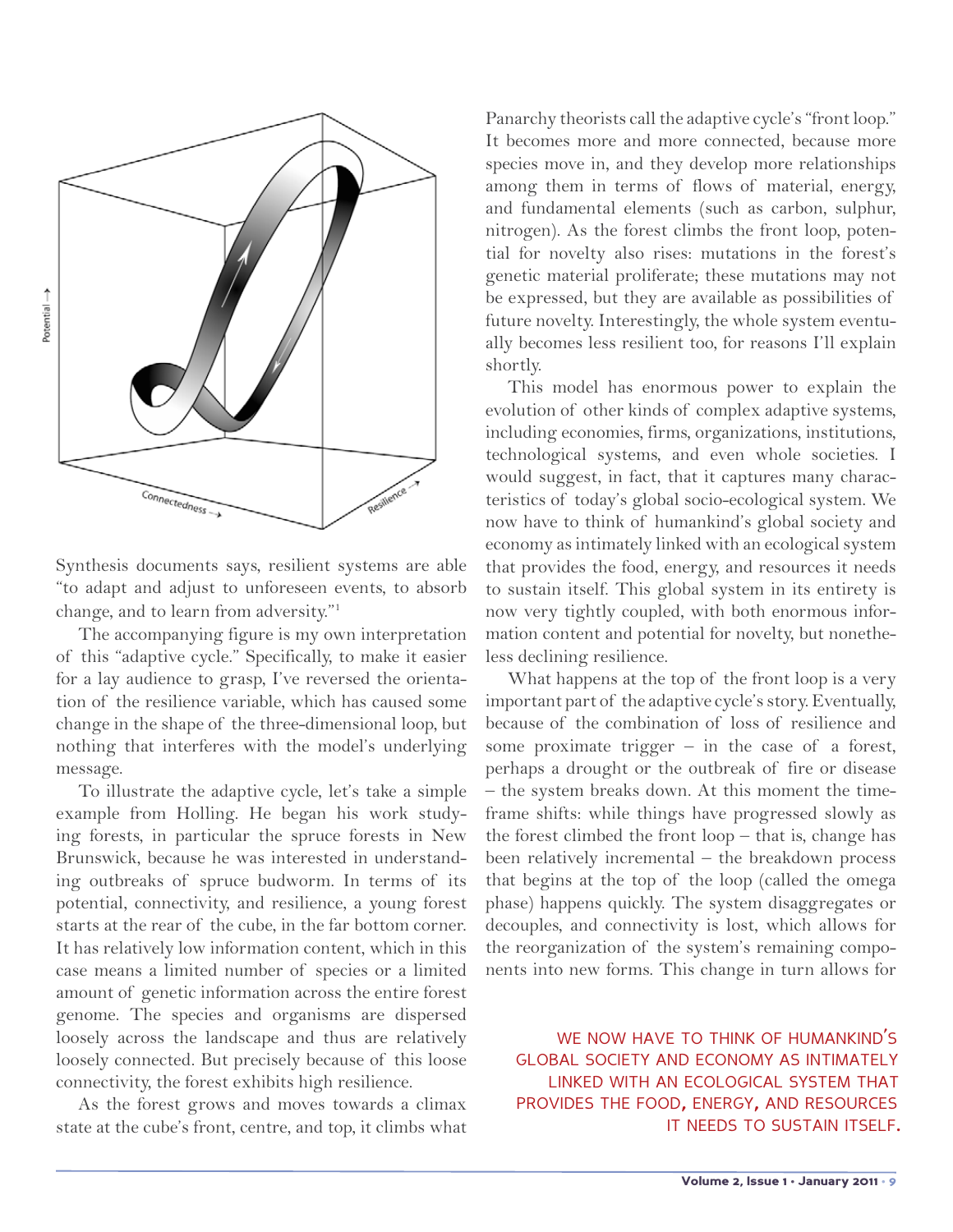Synthesis documents says, resilient systems are able "to adapt and adjust to unforeseen events, to absorb change, and to learn from adversity."[1]

The accompanying figure is my own interpretation of this "adaptive cycle." Specifically, to make it easier for a lay audience to grasp, I've reversed the orientation of the resilience variable, which has caused some change in the shape of the three-dimensional loop, but nothing that interferes with the model's underlying message.

To illustrate the adaptive cycle, let's take a simple example from Holling. He began his work studying forests, in particular the spruce forests in New Brunswick, because he was interested in understanding outbreaks of spruce budworm. In terms of its potential, connectivity, and resilience, a young forest starts at the rear of the cube, in the far bottom corner. It has relatively low information content, which in this case means a limited number of species or a limited amount of genetic information across the entire forest genome. The species and organisms are dispersed loosely across the landscape and thus are relatively loosely connected. But precisely because of this loose connectivity, the forest exhibits high resilience.

As the forest grows and moves towards a climax state at the cube's front, centre, and top, it climbs what Panarchy theorists call the adaptive cycle's "front loop." It becomes more and more connected, because more species move in, and they develop more relationships among them in terms of flows of material, energy, and fundamental elements (such as carbon, sulphur, nitrogen). As the forest climbs the front loop, potential for novelty also rises: mutations in the forest's genetic material proliferate; these mutations may not be expressed, but they are available as possibilities of future novelty. Interestingly, the whole system eventually becomes less resilient too, for reasons I'll explain shortly.

This model has enormous power to explain the evolution of other kinds of complex adaptive systems, including economies, firms, organizations, institutions, technological systems, and even whole societies. I would suggest, in fact, that it captures many characteristics of today's global socio-ecological system. We now have to think of humankind's global society and economy as intimately linked with an ecological system that provides the food, energy, and resources it needs to sustain itself. This global system in its entirety is now very tightly coupled, with both enormous information content and potential for novelty, but nonetheless declining resilience.

What happens at the top of the front loop is a very important part of the adaptive cycle's story. Eventually, because of the combination of loss of resilience and some proximate trigger – in the case of a forest, perhaps a drought or the outbreak of fire or disease – the system breaks down. At this moment the time-frame shifts: while things have progressed slowly as the forest climbed the front loop – that is, change has been relatively incremental – the breakdown process that begins at the top of the loop (called the omega phase) happens quickly. The system disaggregates or decouples, and connectivity is lost, which allows for the reorganization of the system's remaining components into new forms. This change in turn allows for

WE NOW HAVE TO THINK OF HUMANKIND'S GLOBAL SOCIETY AND ECONOMY AS INTIMATELY LINKED WITH AN ECOLOGICAL SYSTEM THAT PROVIDES THE FOOD, ENERGY, AND RESOURCES IT NEEDS TO SUSTAIN ITSELF.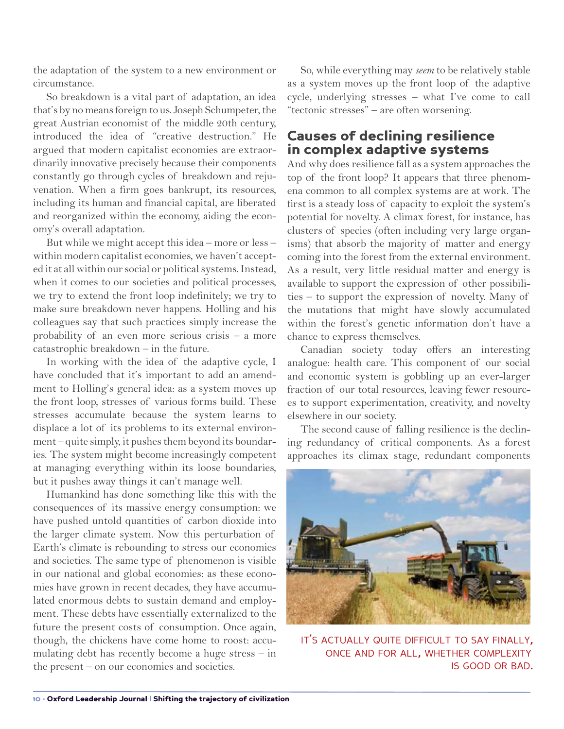the adaptation of the system to a new environment or circumstance.

So breakdown is a vital part of adaptation, an idea that's by no means foreign to us. Joseph Schumpeter, the great Austrian economist of the middle 20th century, introduced the idea of "creative destruction." He argued that modern capitalist economies are extraordinarily innovative precisely because their components constantly go through cycles of breakdown and rejuvenation. When a firm goes bankrupt, its resources, including its human and financial capital, are liberated and reorganized within the economy, aiding the economy's overall adaptation.

But while we might accept this idea – more or less – within modern capitalist economies, we haven't accepted it at all within our social or political systems. Instead, when it comes to our societies and political processes, we try to extend the front loop indefinitely; we try to make sure breakdown never happens. Holling and his colleagues say that such practices simply increase the probability of an even more serious crisis – a more catastrophic breakdown – in the future.

In working with the idea of the adaptive cycle, I have concluded that it's important to add an amendment to Holling's general idea: as a system moves up the front loop, stresses of various forms build. These stresses accumulate because the system learns to displace a lot of its problems to its external environment – quite simply, it pushes them beyond its boundaries. The system might become increasingly competent at managing everything within its loose boundaries, but it pushes away things it can't manage well.

Humankind has done something like this with the consequences of its massive energy consumption: we have pushed untold quantities of carbon dioxide into the larger climate system. Now this perturbation of Earth's climate is rebounding to stress our economies and societies. The same type of phenomenon is visible in our national and global economies: as these economies have grown in recent decades, they have accumulated enormous debts to sustain demand and employment. These debts have essentially externalized to the future the present costs of consumption. Once again, though, the chickens have come home to roost: accumulating debt has recently become a huge stress – in the present – on our economies and societies.

So, while everything may *seem* to be relatively stable as a system moves up the front loop of the adaptive cycle, underlying stresses – what I've come to call "tectonic stresses" – are often worsening.

## Causes of declining resilience in complex adaptive systems

And why does resilience fall as a system approaches the top of the front loop? It appears that three phenomena common to all complex systems are at work. The first is a steady loss of capacity to exploit the system's potential for novelty. A climax forest, for instance, has clusters of species (often including very large organisms) that absorb the majority of matter and energy coming into the forest from the external environment. As a result, very little residual matter and energy is available to support the expression of other possibilities – to support the expression of novelty. Many of the mutations that might have slowly accumulated within the forest's genetic information don't have a chance to express themselves.

Canadian society today offers an interesting analogue: health care. This component of our social and economic system is gobbling up an ever-larger fraction of our total resources, leaving fewer resources to support experimentation, creativity, and novelty elsewhere in our society.

The second cause of falling resilience is the declining redundancy of critical components. As a forest approaches its climax stage, redundant components

IT'S ACTUALLY QUITE DIFFICULT TO SAY FINALLY, ONCE AND FOR ALL, WHETHER COMPLEXITY IS GOOD OR BAD.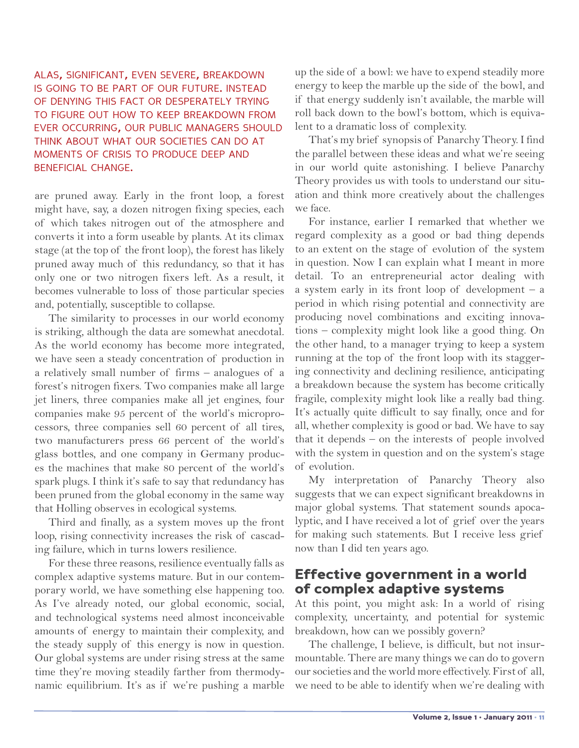ALAS, SIGNIFICANT, EVEN SEVERE, BREAKDOWN IS GOING TO BE PART OF OUR FUTURE. INSTEAD OF DENYING THIS FACT OR DESPERATELY TRYING TO FIGURE OUT HOW TO KEEP BREAKDOWN FROM EVER OCCURRING, OUR PUBLIC MANAGERS SHOULD THINK ABOUT WHAT OUR SOCIETIES CAN DO AT MOMENTS OF CRISIS TO PRODUCE DEEP AND BENEFICIAL CHANGE.

are pruned away. Early in the front loop, a forest might have, say, a dozen nitrogen fixing species, each of which takes nitrogen out of the atmosphere and converts it into a form useable by plants. At its climax stage (at the top of the front loop), the forest has likely pruned away much of this redundancy, so that it has only one or two nitrogen fixers left. As a result, it becomes vulnerable to loss of those particular species and, potentially, susceptible to collapse.

The similarity to processes in our world economy is striking, although the data are somewhat anecdotal. As the world economy has become more integrated, we have seen a steady concentration of production in a relatively small number of firms – analogues of a forest's nitrogen fixers. Two companies make all large jet liners, three companies make all jet engines, four companies make 95 percent of the world's microprocessors, three companies sell 60 percent of all tires, two manufacturers press 66 percent of the world's glass bottles, and one company in Germany produces the machines that make 80 percent of the world's spark plugs. I think it's safe to say that redundancy has been pruned from the global economy in the same way that Holling observes in ecological systems.

Third and finally, as a system moves up the front loop, rising connectivity increases the risk of cascading failure, which in turns lowers resilience.

For these three reasons, resilience eventually falls as complex adaptive systems mature. But in our contemporary world, we have something else happening too. As I've already noted, our global economic, social, and technological systems need almost inconceivable amounts of energy to maintain their complexity, and the steady supply of this energy is now in question. Our global systems are under rising stress at the same time they're moving steadily farther from thermodynamic equilibrium. It's as if we're pushing a marble up the side of a bowl: we have to expend steadily more energy to keep the marble up the side of the bowl, and if that energy suddenly isn't available, the marble will roll back down to the bowl's bottom, which is equivalent to a dramatic loss of complexity.

That's my brief synopsis of Panarchy Theory. I find the parallel between these ideas and what we're seeing in our world quite astonishing. I believe Panarchy Theory provides us with tools to understand our situation and think more creatively about the challenges we face.

For instance, earlier I remarked that whether we regard complexity as a good or bad thing depends to an extent on the stage of evolution of the system in question. Now I can explain what I meant in more detail. To an entrepreneurial actor dealing with a system early in its front loop of development – a period in which rising potential and connectivity are producing novel combinations and exciting innovations – complexity might look like a good thing. On the other hand, to a manager trying to keep a system running at the top of the front loop with its staggering connectivity and declining resilience, anticipating a breakdown because the system has become critically fragile, complexity might look like a really bad thing. It's actually quite difficult to say finally, once and for all, whether complexity is good or bad. We have to say that it depends – on the interests of people involved with the system in question and on the system's stage of evolution.

My interpretation of Panarchy Theory also suggests that we can expect significant breakdowns in major global systems. That statement sounds apocalyptic, and I have received a lot of grief over the years for making such statements. But I receive less grief now than I did ten years ago.

## Effective government in a world of complex adaptive systems

At this point, you might ask: In a world of rising complexity, uncertainty, and potential for systemic breakdown, how can we possibly govern?

The challenge, I believe, is difficult, but not insurmountable. There are many things we can do to govern our societies and the world more effectively. First of all, we need to be able to identify when we're dealing with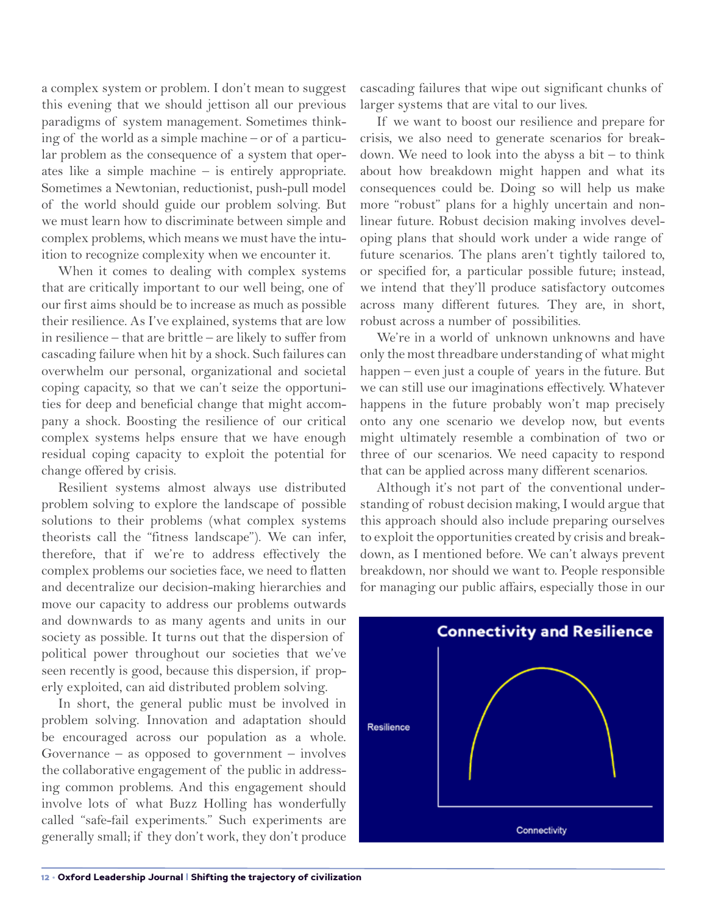a complex system or problem. I don't mean to suggest this evening that we should jettison all our previous paradigms of system management. Sometimes thinking of the world as a simple machine – or of a particular problem as the consequence of a system that operates like a simple machine – is entirely appropriate. Sometimes a Newtonian, reductionist, push-pull model of the world should guide our problem solving. But we must learn how to discriminate between simple and complex problems, which means we must have the intuition to recognize complexity when we encounter it.

When it comes to dealing with complex systems that are critically important to our well being, one of our first aims should be to increase as much as possible their resilience. As I've explained, systems that are low in resilience – that are brittle – are likely to suffer from cascading failure when hit by a shock. Such failures can overwhelm our personal, organizational and societal coping capacity, so that we can't seize the opportunities for deep and beneficial change that might accompany a shock. Boosting the resilience of our critical complex systems helps ensure that we have enough residual coping capacity to exploit the potential for change offered by crisis.

Resilient systems almost always use distributed problem solving to explore the landscape of possible solutions to their problems (what complex systems theorists call the "fitness landscape"). We can infer, therefore, that if we're to address effectively the complex problems our societies face, we need to flatten and decentralize our decision-making hierarchies and move our capacity to address our problems outwards and downwards to as many agents and units in our society as possible. It turns out that the dispersion of political power throughout our societies that we've seen recently is good, because this dispersion, if properly exploited, can aid distributed problem solving.

In short, the general public must be involved in problem solving. Innovation and adaptation should be encouraged across our population as a whole. Governance – as opposed to government – involves the collaborative engagement of the public in addressing common problems. And this engagement should involve lots of what Buzz Holling has wonderfully called "safe-fail experiments." Such experiments are generally small; if they don't work, they don't produce cascading failures that wipe out significant chunks of larger systems that are vital to our lives.

If we want to boost our resilience and prepare for crisis, we also need to generate scenarios for breakdown. We need to look into the abyss a bit – to think about how breakdown might happen and what its consequences could be. Doing so will help us make more "robust" plans for a highly uncertain and nonlinear future. Robust decision making involves developing plans that should work under a wide range of future scenarios. The plans aren't tightly tailored to, or specified for, a particular possible future; instead, we intend that they'll produce satisfactory outcomes across many different futures. They are, in short, robust across a number of possibilities.

We're in a world of unknown unknowns and have only the most threadbare understanding of what might happen – even just a couple of years in the future. But we can still use our imaginations effectively. Whatever happens in the future probably won't map precisely onto any one scenario we develop now, but events might ultimately resemble a combination of two or three of our scenarios. We need capacity to respond that can be applied across many different scenarios.

Although it's not part of the conventional understanding of robust decision making, I would argue that this approach should also include preparing ourselves to exploit the opportunities created by crisis and breakdown, as I mentioned before. We can't always prevent breakdown, nor should we want to. People responsible for managing our public affairs, especially those in our

**Connectivity and Resilience**

Resilience

Connectivity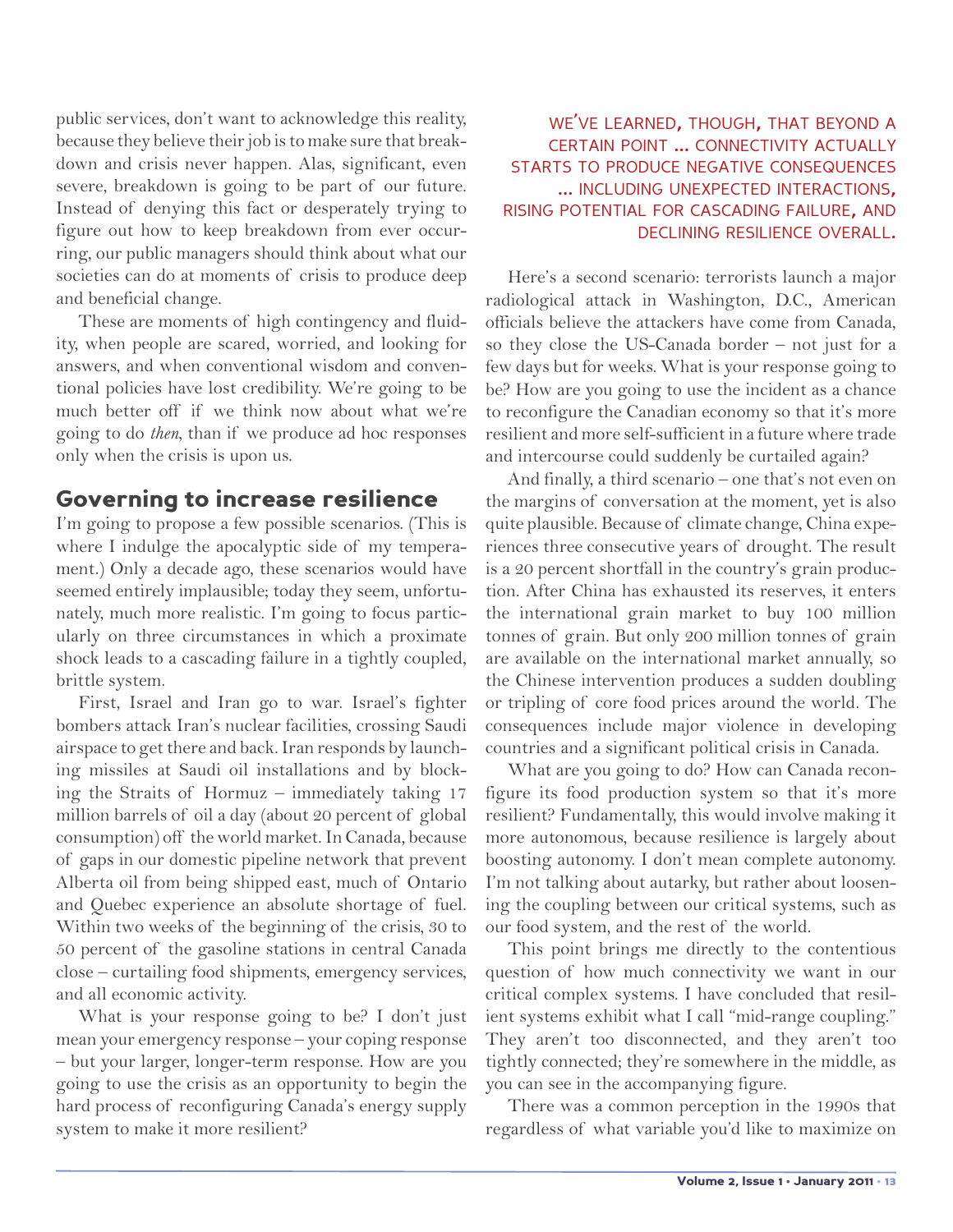public services, don't want to acknowledge this reality, because they believe their job is to make sure that breakdown and crisis never happen. Alas, significant, even severe, breakdown is going to be part of our future. Instead of denying this fact or desperately trying to figure out how to keep breakdown from ever occurring, our public managers should think about what our societies can do at moments of crisis to produce deep and beneficial change.

These are moments of high contingency and fluidity, when people are scared, worried, and looking for answers, and when conventional wisdom and conventional policies have lost credibility. We're going to be much better off if we think now about what we're going to do *then*, than if we produce ad hoc responses only when the crisis is upon us.

## Governing to increase resilience

I'm going to propose a few possible scenarios. (This is where I indulge the apocalyptic side of my temperament.) Only a decade ago, these scenarios would have seemed entirely implausible; today they seem, unfortunately, much more realistic. I'm going to focus particularly on three circumstances in which a proximate shock leads to a cascading failure in a tightly coupled, brittle system.

First, Israel and Iran go to war. Israel's fighter bombers attack Iran's nuclear facilities, crossing Saudi airspace to get there and back. Iran responds by launching missiles at Saudi oil installations and by blocking the Straits of Hormuz – immediately taking 17 million barrels of oil a day (about 20 percent of global consumption) off the world market. In Canada, because of gaps in our domestic pipeline network that prevent Alberta oil from being shipped east, much of Ontario and Quebec experience an absolute shortage of fuel. Within two weeks of the beginning of the crisis, 30 to 50 percent of the gasoline stations in central Canada close – curtailing food shipments, emergency services, and all economic activity.

What is your response going to be? I don't just mean your emergency response – your coping response – but your larger, longer-term response. How are you going to use the crisis as an opportunity to begin the hard process of reconfiguring Canada's energy supply system to make it more resilient?

WE'VE LEARNED, THOUGH, THAT BEYOND A CERTAIN POINT ... CONNECTIVITY ACTUALLY STARTS TO PRODUCE NEGATIVE CONSEQUENCES ... INCLUDING UNEXPECTED INTERACTIONS, RISING POTENTIAL FOR CASCADING FAILURE, AND DECLINING RESILIENCE OVERALL.

Here's a second scenario: terrorists launch a major radiological attack in Washington, D.C., American officials believe the attackers have come from Canada, so they close the US-Canada border – not just for a few days but for weeks. What is your response going to be? How are you going to use the incident as a chance to reconfigure the Canadian economy so that it's more resilient and more self-sufficient in a future where trade and intercourse could suddenly be curtailed again?

And finally, a third scenario – one that's not even on the margins of conversation at the moment, yet is also quite plausible. Because of climate change, China experiences three consecutive years of drought. The result is a 20 percent shortfall in the country's grain production. After China has exhausted its reserves, it enters the international grain market to buy 100 million tonnes of grain. But only 200 million tonnes of grain are available on the international market annually, so the Chinese intervention produces a sudden doubling or tripling of core food prices around the world. The consequences include major violence in developing countries and a significant political crisis in Canada.

What are you going to do? How can Canada reconfigure its food production system so that it's more resilient? Fundamentally, this would involve making it more autonomous, because resilience is largely about boosting autonomy. I don't mean complete autonomy. I'm not talking about autarky, but rather about loosening the coupling between our critical systems, such as our food system, and the rest of the world.

This point brings me directly to the contentious question of how much connectivity we want in our critical complex systems. I have concluded that resilient systems exhibit what I call "mid-range coupling." They aren't too disconnected, and they aren't too tightly connected; they're somewhere in the middle, as you can see in the accompanying figure.

There was a common perception in the 1990s that regardless of what variable you'd like to maximize on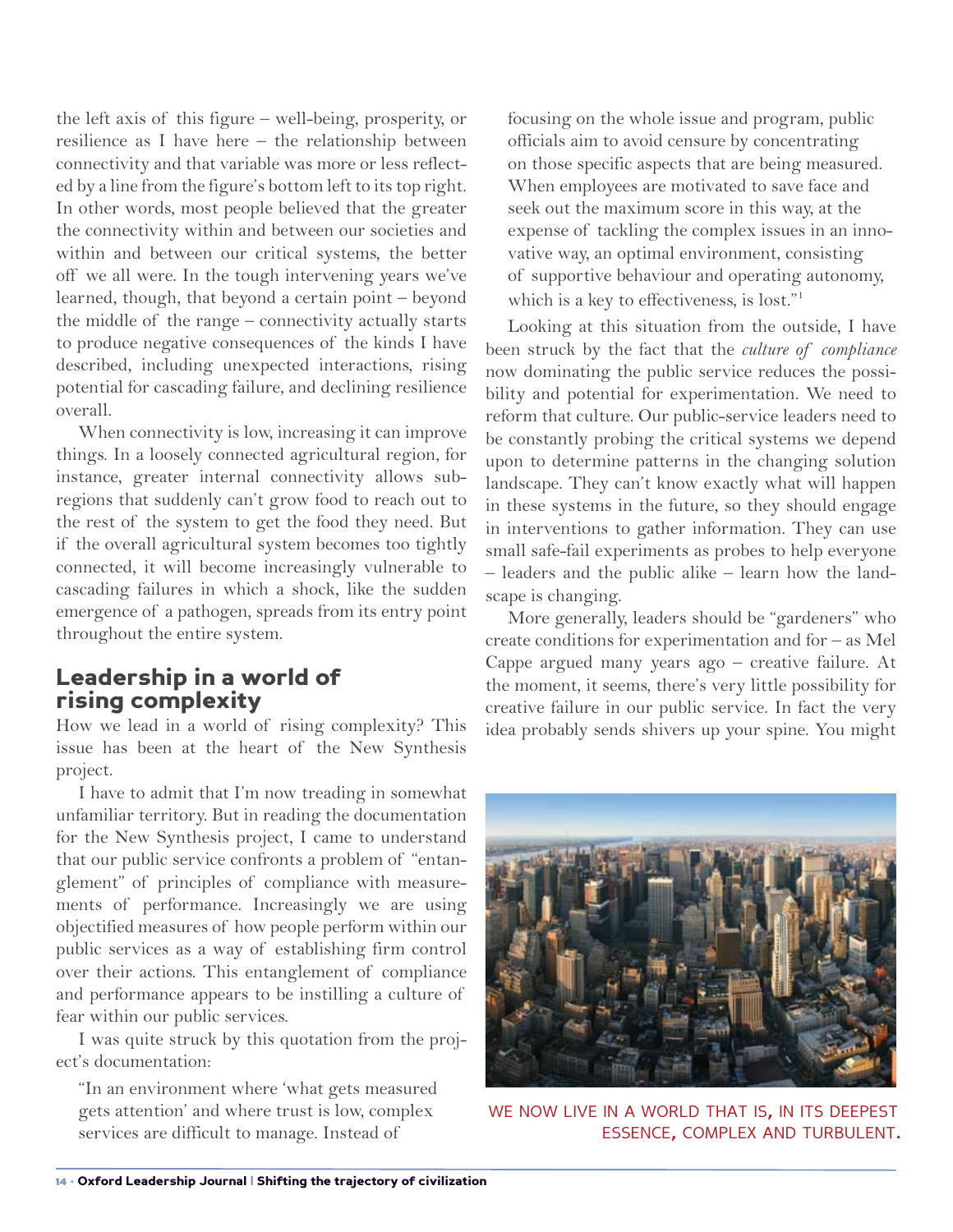the left axis of this figure – well-being, prosperity, or resilience as I have here – the relationship between connectivity and that variable was more or less reflected by a line from the figure's bottom left to its top right. In other words, most people believed that the greater the connectivity within and between our societies and within and between our critical systems, the better off we all were. In the tough intervening years we've learned, though, that beyond a certain point – beyond the middle of the range – connectivity actually starts to produce negative consequences of the kinds I have described, including unexpected interactions, rising potential for cascading failure, and declining resilience overall.

When connectivity is low, increasing it can improve things. In a loosely connected agricultural region, for instance, greater internal connectivity allows sub-regions that suddenly can't grow food to reach out to the rest of the system to get the food they need. But if the overall agricultural system becomes too tightly connected, it will become increasingly vulnerable to cascading failures in which a shock, like the sudden emergence of a pathogen, spreads from its entry point throughout the entire system.

## Leadership in a world of rising complexity

How we lead in a world of rising complexity? This issue has been at the heart of the New Synthesis project.

I have to admit that I'm now treading in somewhat unfamiliar territory. But in reading the documentation for the New Synthesis project, I came to understand that our public service confronts a problem of "entanglement" of principles of compliance with measurements of performance. Increasingly we are using objectified measures of how people perform within our public services as a way of establishing firm control over their actions. This entanglement of compliance and performance appears to be instilling a culture of fear within our public services.

I was quite struck by this quotation from the project's documentation:

> "In an environment where 'what gets measured gets attention' and where trust is low, complex services are difficult to manage. Instead of focusing on the whole issue and program, public officials aim to avoid censure by concentrating on those specific aspects that are being measured. When employees are motivated to save face and seek out the maximum score in this way, at the expense of tackling the complex issues in an innovative way, an optimal environment, consisting of supportive behaviour and operating autonomy, which is a key to effectiveness, is lost."[1]

Looking at this situation from the outside, I have been struck by the fact that the *culture of compliance* now dominating the public service reduces the possibility and potential for experimentation. We need to reform that culture. Our public-service leaders need to be constantly probing the critical systems we depend upon to determine patterns in the changing solution landscape. They can't know exactly what will happen in these systems in the future, so they should engage in interventions to gather information. They can use small safe-fail experiments as probes to help everyone – leaders and the public alike – learn how the landscape is changing.

More generally, leaders should be "gardeners" who create conditions for experimentation and for – as Mel Cappe argued many years ago – creative failure. At the moment, it seems, there's very little possibility for creative failure in our public service. In fact the very idea probably sends shivers up your spine. You might

WE NOW LIVE IN A WORLD THAT IS, IN ITS DEEPEST ESSENCE, COMPLEX AND TURBULENT.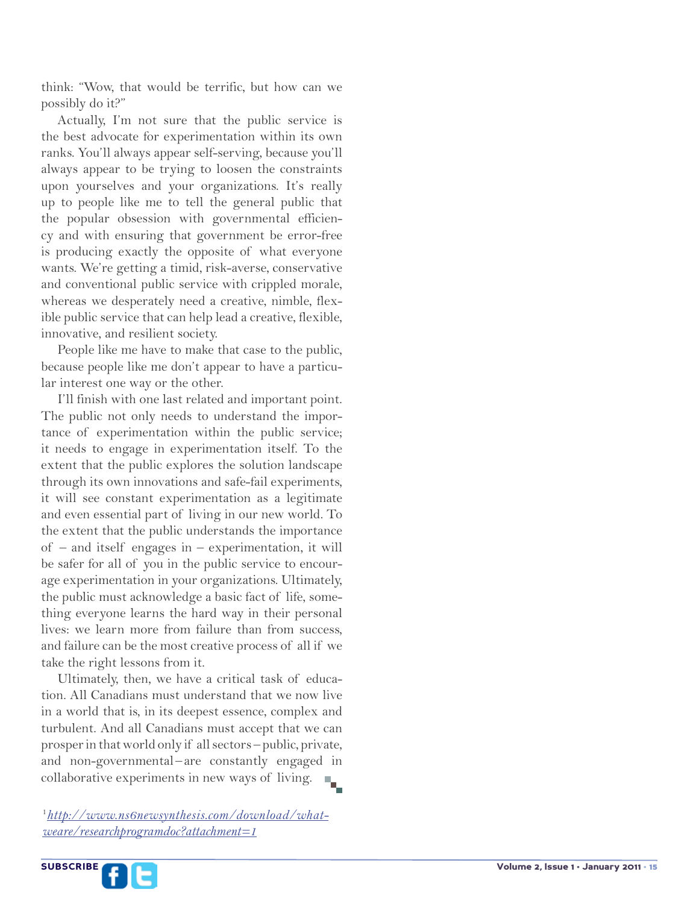think: "Wow, that would be terrific, but how can we possibly do it?"

Actually, I'm not sure that the public service is the best advocate for experimentation within its own ranks. You'll always appear self-serving, because you'll always appear to be trying to loosen the constraints upon yourselves and your organizations. It's really up to people like me to tell the general public that the popular obsession with governmental efficiency and with ensuring that government be error-free is producing exactly the opposite of what everyone wants. We're getting a timid, risk-averse, conservative and conventional public service with crippled morale, whereas we desperately need a creative, nimble, flexible public service that can help lead a creative, flexible, innovative, and resilient society.

People like me have to make that case to the public, because people like me don't appear to have a particular interest one way or the other.

I'll finish with one last related and important point. The public not only needs to understand the importance of experimentation within the public service; it needs to engage in experimentation itself. To the extent that the public explores the solution landscape through its own innovations and safe-fail experiments, it will see constant experimentation as a legitimate and even essential part of living in our new world. To the extent that the public understands the importance of – and itself engages in – experimentation, it will be safer for all of you in the public service to encourage experimentation in your organizations. Ultimately, the public must acknowledge a basic fact of life, something everyone learns the hard way in their personal lives: we learn more from failure than from success, and failure can be the most creative process of all if we take the right lessons from it.

Ultimately, then, we have a critical task of education. All Canadians must understand that we now live in a world that is, in its deepest essence, complex and turbulent. And all Canadians must accept that we can prosper in that world only if all sectors – public, private, and non-governmental – are constantly engaged in collaborative experiments in new ways of living.

[1] *http://www.ns6newsynthesis.com/download/what-weare/researchprogramdoc?attachment=1*